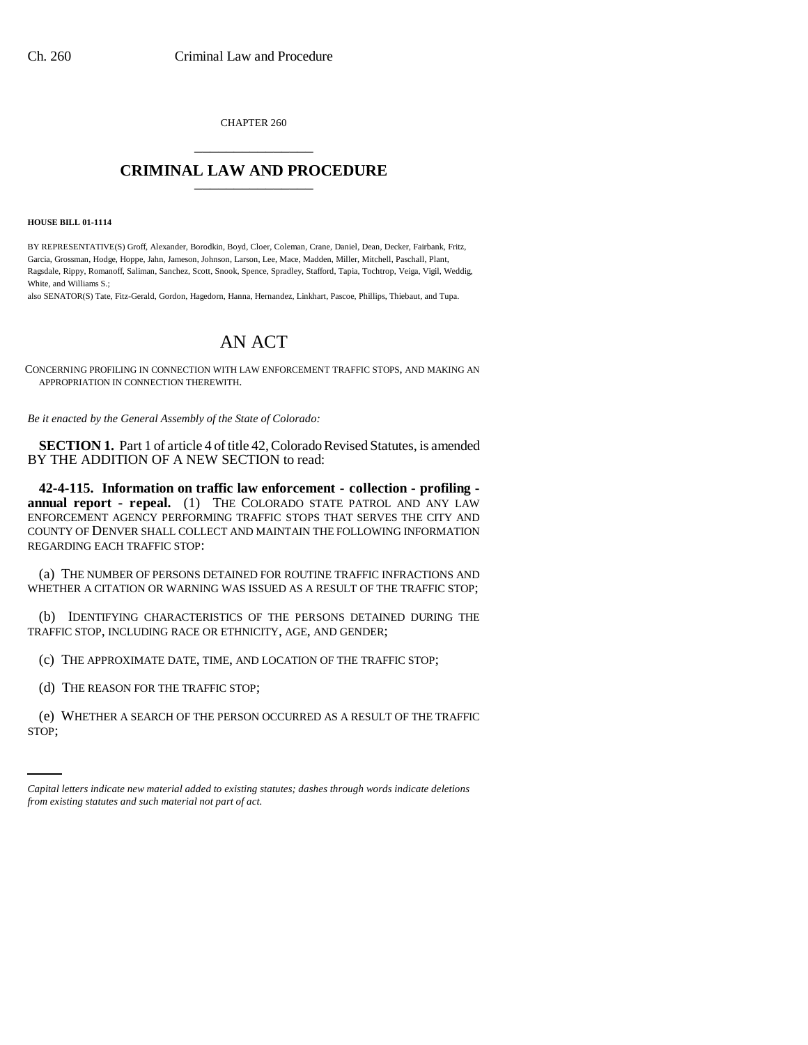CHAPTER 260

# CRIMINAL LAW AND PROCEDURE

**HOUSE BILL 01-1114**

BY REPRESENTATIVE(S) Groff, Alexander, Borodkin, Boyd, Cloer, Coleman, Crane, Daniel, Dean, Decker, Fairbank, Fritz, Garcia, Grossman, Hodge, Hoppe, Jahn, Jameson, Johnson, Larson, Lee, Mace, Madden, Miller, Mitchell, Paschall, Plant, Ragsdale, Rippy, Romanoff, Saliman, Sanchez, Scott, Snook, Spence, Spradley, Stafford, Tapia, Tochtrop, Veiga, Vigil, Weddig, White, and Williams S.;

also SENATOR(S) Tate, Fitz-Gerald, Gordon, Hagedorn, Hanna, Hernandez, Linkhart, Pascoe, Phillips, Thiebaut, and Tupa.

# AN ACT

CONCERNING PROFILING IN CONNECTION WITH LAW ENFORCEMENT TRAFFIC STOPS, AND MAKING AN APPROPRIATION IN CONNECTION THEREWITH.

*Be it enacted by the General Assembly of the State of Colorado:*

**SECTION 1.** Part 1 of article 4 of title 42, Colorado Revised Statutes, is amended BY THE ADDITION OF A NEW SECTION to read:

**42-4-115. Information on traffic law enforcement - collection - profiling - annual report - repeal.** (1) THE COLORADO STATE PATROL AND ANY LAW ENFORCEMENT AGENCY PERFORMING TRAFFIC STOPS THAT SERVES THE CITY AND COUNTY OF DENVER SHALL COLLECT AND MAINTAIN THE FOLLOWING INFORMATION REGARDING EACH TRAFFIC STOP:

(a) THE NUMBER OF PERSONS DETAINED FOR ROUTINE TRAFFIC INFRACTIONS AND WHETHER A CITATION OR WARNING WAS ISSUED AS A RESULT OF THE TRAFFIC STOP;

(b) IDENTIFYING CHARACTERISTICS OF THE PERSONS DETAINED DURING THE TRAFFIC STOP, INCLUDING RACE OR ETHNICITY, AGE, AND GENDER;

(c) THE APPROXIMATE DATE, TIME, AND LOCATION OF THE TRAFFIC STOP;

(d) THE REASON FOR THE TRAFFIC STOP;

(e) WHETHER A SEARCH OF THE PERSON OCCURRED AS A RESULT OF THE TRAFFIC STOP;

*Capital letters indicate new material added to existing statutes; dashes through words indicate deletions from existing statutes and such material not part of act.*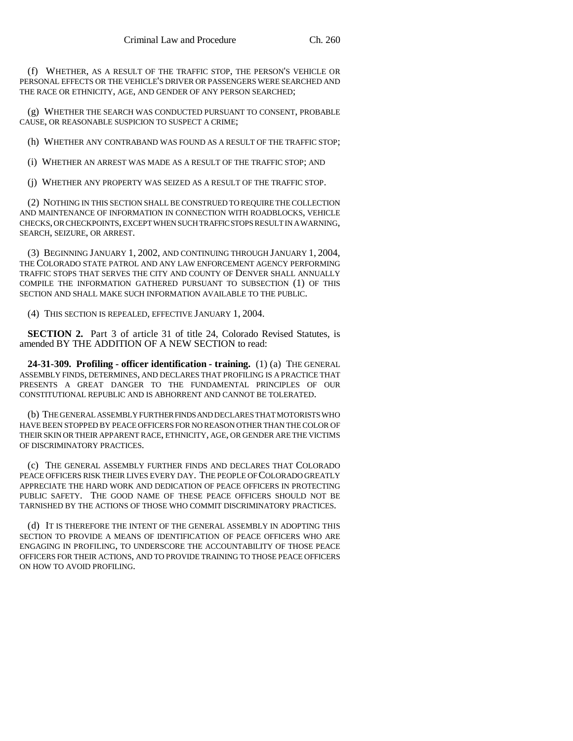(f) WHETHER, AS A RESULT OF THE TRAFFIC STOP, THE PERSON'S VEHICLE OR PERSONAL EFFECTS OR THE VEHICLE'S DRIVER OR PASSENGERS WERE SEARCHED AND THE RACE OR ETHNICITY, AGE, AND GENDER OF ANY PERSON SEARCHED;

(g) WHETHER THE SEARCH WAS CONDUCTED PURSUANT TO CONSENT, PROBABLE CAUSE, OR REASONABLE SUSPICION TO SUSPECT A CRIME;

(h) WHETHER ANY CONTRABAND WAS FOUND AS A RESULT OF THE TRAFFIC STOP;

(i) WHETHER AN ARREST WAS MADE AS A RESULT OF THE TRAFFIC STOP; AND

(j) WHETHER ANY PROPERTY WAS SEIZED AS A RESULT OF THE TRAFFIC STOP.

(2) NOTHING IN THIS SECTION SHALL BE CONSTRUED TO REQUIRE THE COLLECTION AND MAINTENANCE OF INFORMATION IN CONNECTION WITH ROADBLOCKS, VEHICLE CHECKS, OR CHECKPOINTS, EXCEPT WHEN SUCH TRAFFIC STOPS RESULT IN A WARNING, SEARCH, SEIZURE, OR ARREST.

(3) BEGINNING JANUARY 1, 2002, AND CONTINUING THROUGH JANUARY 1, 2004, THE COLORADO STATE PATROL AND ANY LAW ENFORCEMENT AGENCY PERFORMING TRAFFIC STOPS THAT SERVES THE CITY AND COUNTY OF DENVER SHALL ANNUALLY COMPILE THE INFORMATION GATHERED PURSUANT TO SUBSECTION (1) OF THIS SECTION AND SHALL MAKE SUCH INFORMATION AVAILABLE TO THE PUBLIC.

(4) THIS SECTION IS REPEALED, EFFECTIVE JANUARY 1, 2004.

**SECTION 2.** Part 3 of article 31 of title 24, Colorado Revised Statutes, is amended BY THE ADDITION OF A NEW SECTION to read:

**24-31-309. Profiling - officer identification - training.** (1) (a) THE GENERAL ASSEMBLY FINDS, DETERMINES, AND DECLARES THAT PROFILING IS A PRACTICE THAT PRESENTS A GREAT DANGER TO THE FUNDAMENTAL PRINCIPLES OF OUR CONSTITUTIONAL REPUBLIC AND IS ABHORRENT AND CANNOT BE TOLERATED.

(b) THE GENERAL ASSEMBLY FURTHER FINDS AND DECLARES THAT MOTORISTS WHO HAVE BEEN STOPPED BY PEACE OFFICERS FOR NO REASON OTHER THAN THE COLOR OF THEIR SKIN OR THEIR APPARENT RACE, ETHNICITY, AGE, OR GENDER ARE THE VICTIMS OF DISCRIMINATORY PRACTICES.

(c) THE GENERAL ASSEMBLY FURTHER FINDS AND DECLARES THAT COLORADO PEACE OFFICERS RISK THEIR LIVES EVERY DAY. THE PEOPLE OF COLORADO GREATLY APPRECIATE THE HARD WORK AND DEDICATION OF PEACE OFFICERS IN PROTECTING PUBLIC SAFETY. THE GOOD NAME OF THESE PEACE OFFICERS SHOULD NOT BE TARNISHED BY THE ACTIONS OF THOSE WHO COMMIT DISCRIMINATORY PRACTICES.

(d) IT IS THEREFORE THE INTENT OF THE GENERAL ASSEMBLY IN ADOPTING THIS SECTION TO PROVIDE A MEANS OF IDENTIFICATION OF PEACE OFFICERS WHO ARE ENGAGING IN PROFILING, TO UNDERSCORE THE ACCOUNTABILITY OF THOSE PEACE OFFICERS FOR THEIR ACTIONS, AND TO PROVIDE TRAINING TO THOSE PEACE OFFICERS ON HOW TO AVOID PROFILING.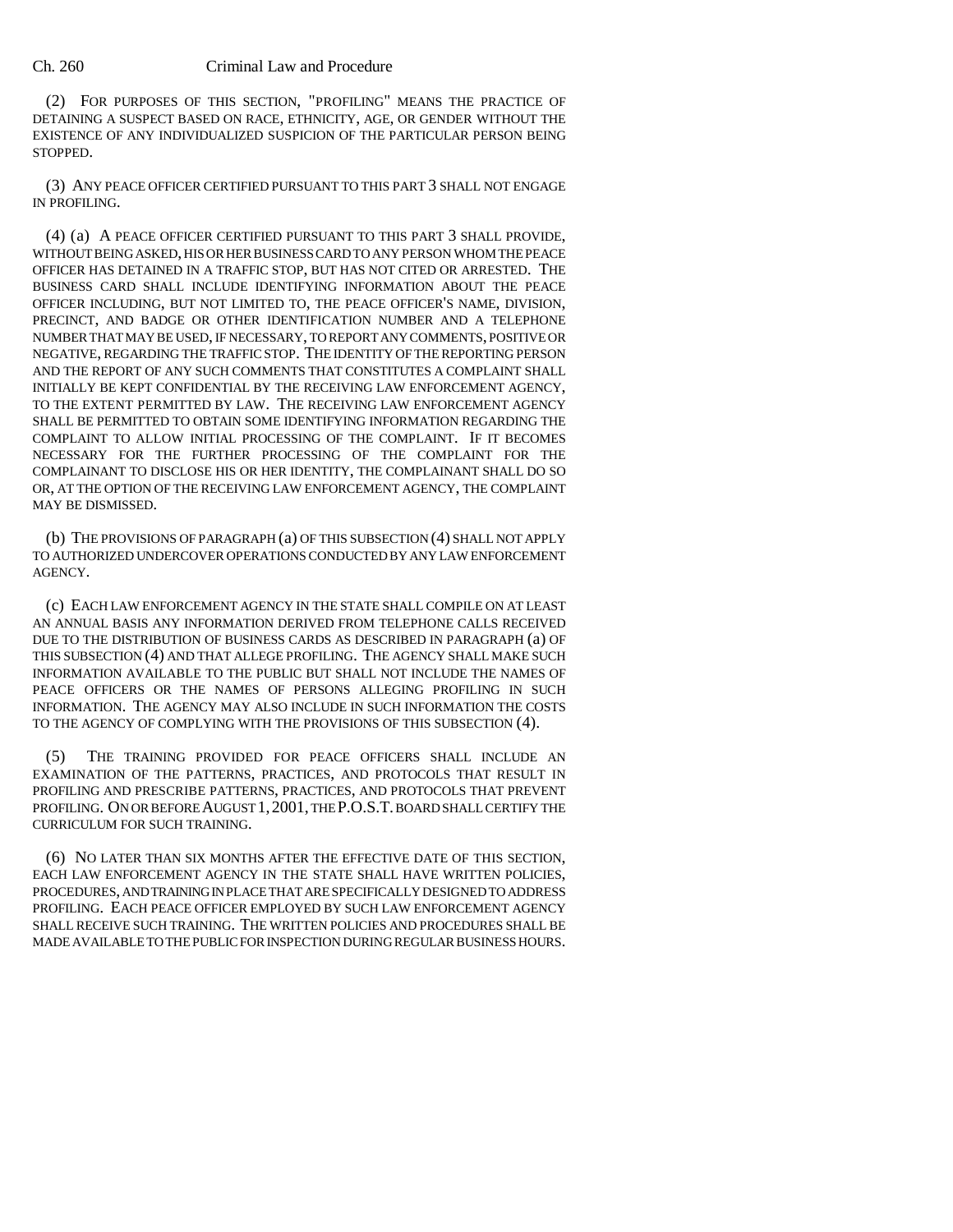(2) FOR PURPOSES OF THIS SECTION, "PROFILING" MEANS THE PRACTICE OF DETAINING A SUSPECT BASED ON RACE, ETHNICITY, AGE, OR GENDER WITHOUT THE EXISTENCE OF ANY INDIVIDUALIZED SUSPICION OF THE PARTICULAR PERSON BEING STOPPED.

(3) ANY PEACE OFFICER CERTIFIED PURSUANT TO THIS PART 3 SHALL NOT ENGAGE IN PROFILING.

(4) (a) A PEACE OFFICER CERTIFIED PURSUANT TO THIS PART 3 SHALL PROVIDE, WITHOUT BEING ASKED, HIS OR HER BUSINESS CARD TO ANY PERSON WHOM THE PEACE OFFICER HAS DETAINED IN A TRAFFIC STOP, BUT HAS NOT CITED OR ARRESTED. THE BUSINESS CARD SHALL INCLUDE IDENTIFYING INFORMATION ABOUT THE PEACE OFFICER INCLUDING, BUT NOT LIMITED TO, THE PEACE OFFICER'S NAME, DIVISION, PRECINCT, AND BADGE OR OTHER IDENTIFICATION NUMBER AND A TELEPHONE NUMBER THAT MAY BE USED, IF NECESSARY, TO REPORT ANY COMMENTS, POSITIVE OR NEGATIVE, REGARDING THE TRAFFIC STOP. THE IDENTITY OF THE REPORTING PERSON AND THE REPORT OF ANY SUCH COMMENTS THAT CONSTITUTES A COMPLAINT SHALL INITIALLY BE KEPT CONFIDENTIAL BY THE RECEIVING LAW ENFORCEMENT AGENCY, TO THE EXTENT PERMITTED BY LAW. THE RECEIVING LAW ENFORCEMENT AGENCY SHALL BE PERMITTED TO OBTAIN SOME IDENTIFYING INFORMATION REGARDING THE COMPLAINT TO ALLOW INITIAL PROCESSING OF THE COMPLAINT. IF IT BECOMES NECESSARY FOR THE FURTHER PROCESSING OF THE COMPLAINT FOR THE COMPLAINANT TO DISCLOSE HIS OR HER IDENTITY, THE COMPLAINANT SHALL DO SO OR, AT THE OPTION OF THE RECEIVING LAW ENFORCEMENT AGENCY, THE COMPLAINT MAY BE DISMISSED.

(b) THE PROVISIONS OF PARAGRAPH (a) OF THIS SUBSECTION (4) SHALL NOT APPLY TO AUTHORIZED UNDERCOVER OPERATIONS CONDUCTED BY ANY LAW ENFORCEMENT AGENCY.

(c) EACH LAW ENFORCEMENT AGENCY IN THE STATE SHALL COMPILE ON AT LEAST AN ANNUAL BASIS ANY INFORMATION DERIVED FROM TELEPHONE CALLS RECEIVED DUE TO THE DISTRIBUTION OF BUSINESS CARDS AS DESCRIBED IN PARAGRAPH (a) OF THIS SUBSECTION (4) AND THAT ALLEGE PROFILING. THE AGENCY SHALL MAKE SUCH INFORMATION AVAILABLE TO THE PUBLIC BUT SHALL NOT INCLUDE THE NAMES OF PEACE OFFICERS OR THE NAMES OF PERSONS ALLEGING PROFILING IN SUCH INFORMATION. THE AGENCY MAY ALSO INCLUDE IN SUCH INFORMATION THE COSTS TO THE AGENCY OF COMPLYING WITH THE PROVISIONS OF THIS SUBSECTION (4).

(5) THE TRAINING PROVIDED FOR PEACE OFFICERS SHALL INCLUDE AN EXAMINATION OF THE PATTERNS, PRACTICES, AND PROTOCOLS THAT RESULT IN PROFILING AND PRESCRIBE PATTERNS, PRACTICES, AND PROTOCOLS THAT PREVENT PROFILING. ON OR BEFORE AUGUST 1, 2001, THE P.O.S.T. BOARD SHALL CERTIFY THE CURRICULUM FOR SUCH TRAINING.

(6) NO LATER THAN SIX MONTHS AFTER THE EFFECTIVE DATE OF THIS SECTION, EACH LAW ENFORCEMENT AGENCY IN THE STATE SHALL HAVE WRITTEN POLICIES, PROCEDURES, AND TRAINING IN PLACE THAT ARE SPECIFICALLY DESIGNED TO ADDRESS PROFILING. EACH PEACE OFFICER EMPLOYED BY SUCH LAW ENFORCEMENT AGENCY SHALL RECEIVE SUCH TRAINING. THE WRITTEN POLICIES AND PROCEDURES SHALL BE MADE AVAILABLE TO THE PUBLIC FOR INSPECTION DURING REGULAR BUSINESS HOURS.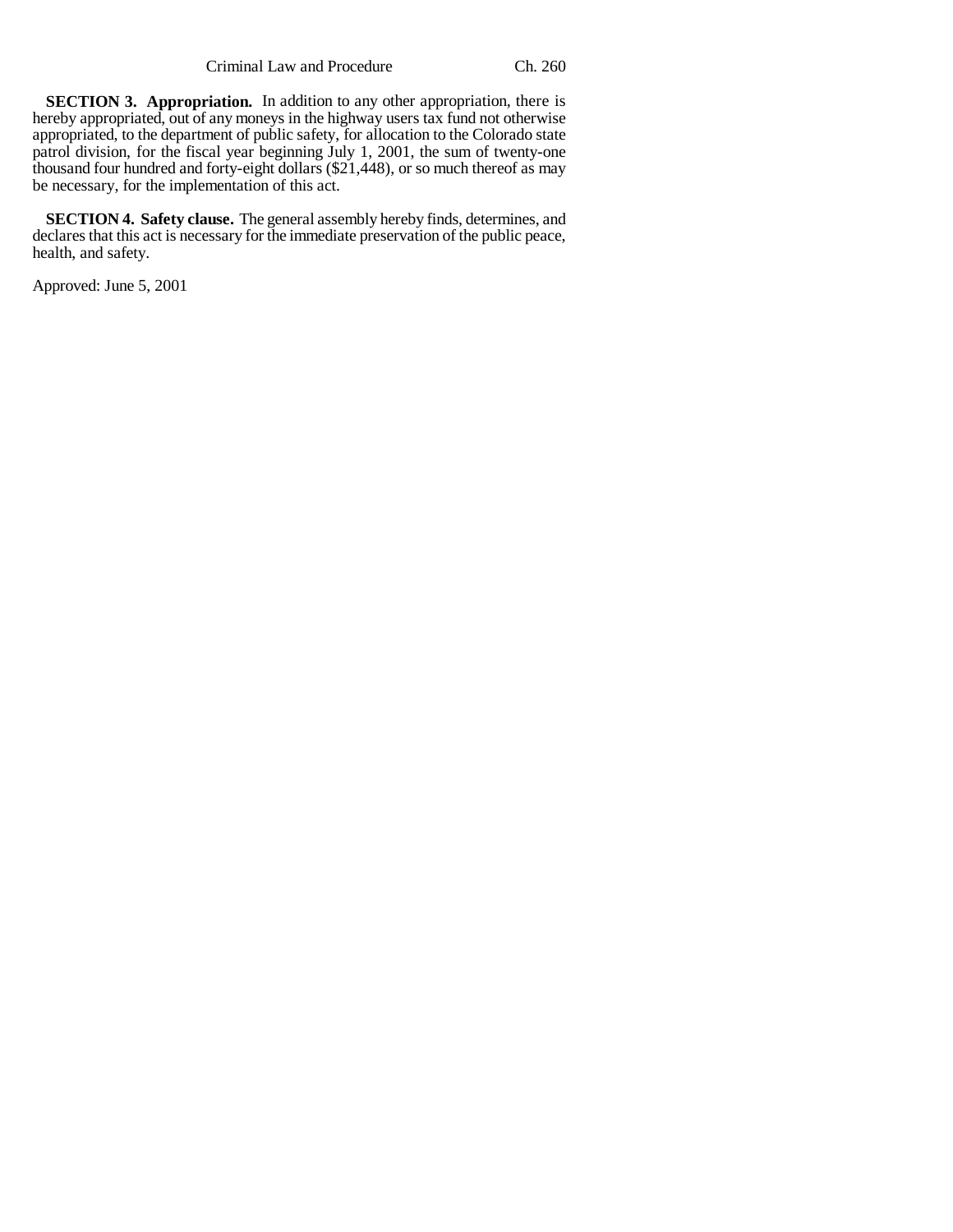**SECTION 3. Appropriation.** In addition to any other appropriation, there is hereby appropriated, out of any moneys in the highway users tax fund not otherwise appropriated, to the department of public safety, for allocation to the Colorado state patrol division, for the fiscal year beginning July 1, 2001, the sum of twenty-one thousand four hundred and forty-eight dollars ($21,448), or so much thereof as may be necessary, for the implementation of this act.

**SECTION 4. Safety clause.** The general assembly hereby finds, determines, and declares that this act is necessary for the immediate preservation of the public peace, health, and safety.

Approved: June 5, 2001